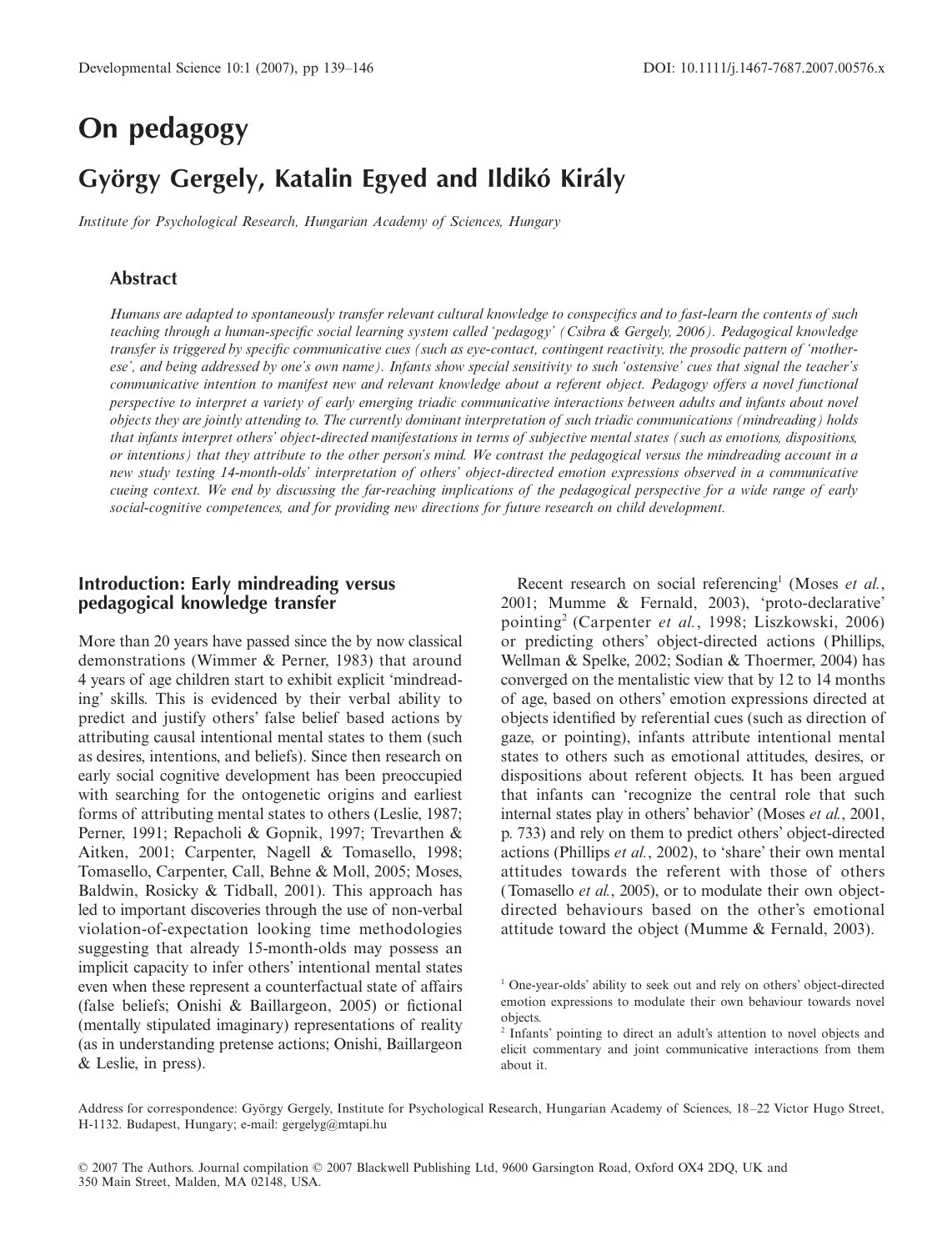# On pedagogy

## György Gergely, Katalin Egyed and Ildikó Király

*Institute for Psychological Research, Hungarian Academy of Sciences, Hungary*

### Abstract

*Humans are adapted to spontaneously transfer relevant cultural knowledge to conspecifics and to fast-learn the contents of such teaching through a human-specific social learning system called 'pedagogy' (Csibra & Gergely, 2006). Pedagogical knowledge transfer is triggered by specific communicative cues (such as eye-contact, contingent reactivity, the prosodic pattern of 'mother-ese', and being addressed by one's own name). Infants show special sensitivity to such 'ostensive' cues that signal the teacher's communicative intention to manifest new and relevant knowledge about a referent object. Pedagogy offers a novel functional perspective to interpret a variety of early emerging triadic communicative interactions between adults and infants about novel objects they are jointly attending to. The currently dominant interpretation of such triadic communications (mindreading) holds that infants interpret others' object-directed manifestations in terms of subjective mental states (such as emotions, dispositions, or intentions) that they attribute to the other person's mind. We contrast the pedagogical versus the mindreading account in a new study testing 14-month-olds' interpretation of others' object-directed emotion expressions observed in a communicative cueing context. We end by discussing the far-reaching implications of the pedagogical perspective for a wide range of early social-cognitive competences, and for providing new directions for future research on child development.*

### Introduction: Early mindreading versus pedagogical knowledge transfer

More than 20 years have passed since the by now classical demonstrations (Wimmer & Perner, 1983) that around 4 years of age children start to exhibit explicit 'mindreading' skills. This is evidenced by their verbal ability to predict and justify others' false belief based actions by attributing causal intentional mental states to them (such as desires, intentions, and beliefs). Since then research on early social cognitive development has been preoccupied with searching for the ontogenetic origins and earliest forms of attributing mental states to others (Leslie, 1987; Perner, 1991; Repacholi & Gopnik, 1997; Trevarthen & Aitken, 2001; Carpenter, Nagell & Tomasello, 1998; Tomasello, Carpenter, Call, Behne & Moll, 2005; Moses, Baldwin, Rosicky & Tidball, 2001). This approach has led to important discoveries through the use of non-verbal violation-of-expectation looking time methodologies suggesting that already 15-month-olds may possess an implicit capacity to infer others' intentional mental states even when these represent a counterfactual state of affairs (false beliefs; Onishi & Baillargeon, 2005) or fictional (mentally stipulated imaginary) representations of reality (as in understanding pretense actions; Onishi, Baillargeon & Leslie, in press).

Recent research on social referencing[1] (Moses *et al.*, 2001; Mumme & Fernald, 2003), 'proto-declarative' pointing[2] (Carpenter *et al.*, 1998; Liszkowski, 2006) or predicting others' object-directed actions (Phillips, Wellman & Spelke, 2002; Sodian & Thoermer, 2004) has converged on the mentalistic view that by 12 to 14 months of age, based on others' emotion expressions directed at objects identified by referential cues (such as direction of gaze, or pointing), infants attribute intentional mental states to others such as emotional attitudes, desires, or dispositions about referent objects. It has been argued that infants can 'recognize the central role that such internal states play in others' behavior' (Moses *et al.*, 2001, p. 733) and rely on them to predict others' object-directed actions (Phillips *et al.*, 2002), to 'share' their own mental attitudes towards the referent with those of others (Tomasello *et al.*, 2005), or to modulate their own object-directed behaviours based on the other's emotional attitude toward the object (Mumme & Fernald, 2003).

[1] One-year-olds' ability to seek out and rely on others' object-directed emotion expressions to modulate their own behaviour towards novel objects.

[2] Infants' pointing to direct an adult's attention to novel objects and elicit commentary and joint communicative interactions from them about it.

Address for correspondence: György Gergely, Institute for Psychological Research, Hungarian Academy of Sciences, 18–22 Victor Hugo Street, H-1132. Budapest, Hungary; e-mail: gergelyg@mtapi.hu

© 2007 The Authors. Journal compilation © 2007 Blackwell Publishing Ltd, 9600 Garsington Road, Oxford OX4 2DQ, UK and 350 Main Street, Malden, MA 02148, USA.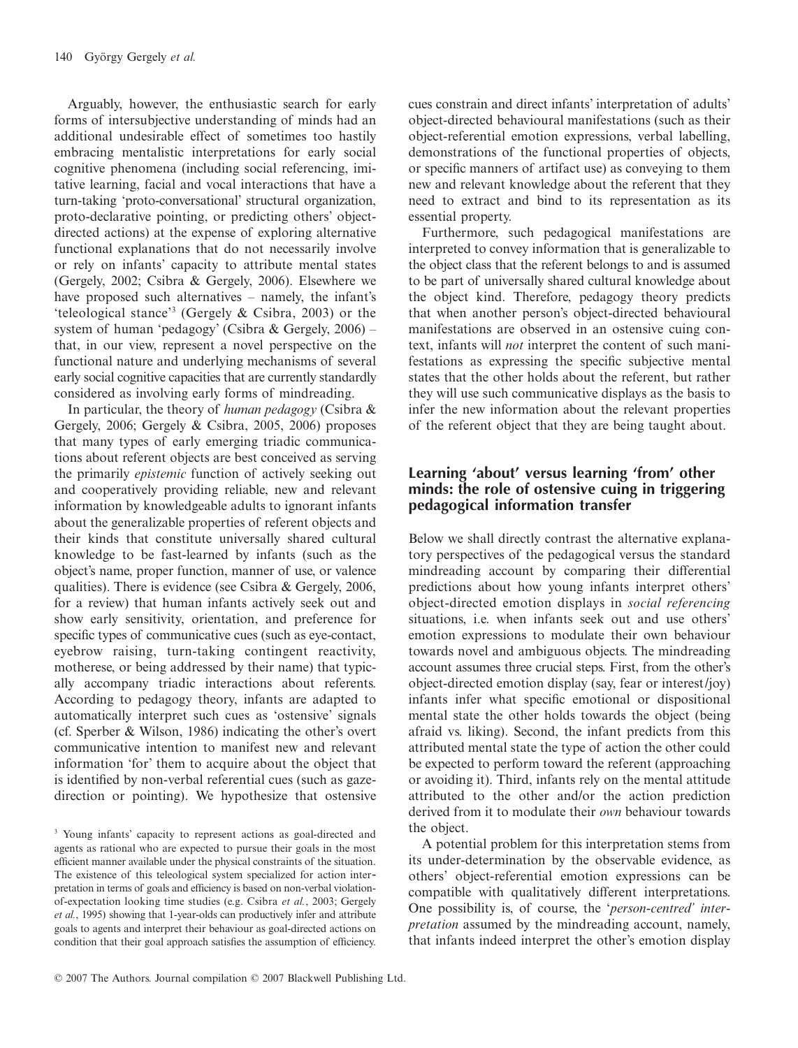Arguably, however, the enthusiastic search for early forms of intersubjective understanding of minds had an additional undesirable effect of sometimes too hastily embracing mentalistic interpretations for early social cognitive phenomena (including social referencing, imitative learning, facial and vocal interactions that have a turn-taking 'proto-conversational' structural organization, proto-declarative pointing, or predicting others' object-directed actions) at the expense of exploring alternative functional explanations that do not necessarily involve or rely on infants' capacity to attribute mental states (Gergely, 2002; Csibra & Gergely, 2006). Elsewhere we have proposed such alternatives – namely, the infant's 'teleological stance'[3] (Gergely & Csibra, 2003) or the system of human 'pedagogy' (Csibra & Gergely, 2006) – that, in our view, represent a novel perspective on the functional nature and underlying mechanisms of several early social cognitive capacities that are currently standardly considered as involving early forms of mindreading.

In particular, the theory of *human pedagogy* (Csibra & Gergely, 2006; Gergely & Csibra, 2005, 2006) proposes that many types of early emerging triadic communications about referent objects are best conceived as serving the primarily *epistemic* function of actively seeking out and cooperatively providing reliable, new and relevant information by knowledgeable adults to ignorant infants about the generalizable properties of referent objects and their kinds that constitute universally shared cultural knowledge to be fast-learned by infants (such as the object's name, proper function, manner of use, or valence qualities). There is evidence (see Csibra & Gergely, 2006, for a review) that human infants actively seek out and show early sensitivity, orientation, and preference for specific types of communicative cues (such as eye-contact, eyebrow raising, turn-taking contingent reactivity, motherese, or being addressed by their name) that typically accompany triadic interactions about referents. According to pedagogy theory, infants are adapted to automatically interpret such cues as 'ostensive' signals (cf. Sperber & Wilson, 1986) indicating the other's overt communicative intention to manifest new and relevant information 'for' them to acquire about the object that is identified by non-verbal referential cues (such as gaze-direction or pointing). We hypothesize that ostensive cues constrain and direct infants' interpretation of adults' object-directed behavioural manifestations (such as their object-referential emotion expressions, verbal labelling, demonstrations of the functional properties of objects, or specific manners of artifact use) as conveying to them new and relevant knowledge about the referent that they need to extract and bind to its representation as its essential property.

Furthermore, such pedagogical manifestations are interpreted to convey information that is generalizable to the object class that the referent belongs to and is assumed to be part of universally shared cultural knowledge about the object kind. Therefore, pedagogy theory predicts that when another person's object-directed behavioural manifestations are observed in an ostensive cuing context, infants will *not* interpret the content of such manifestations as expressing the specific subjective mental states that the other holds about the referent, but rather they will use such communicative displays as the basis to infer the new information about the relevant properties of the referent object that they are being taught about.

## Learning 'about' versus learning 'from' other minds: the role of ostensive cuing in triggering pedagogical information transfer

Below we shall directly contrast the alternative explanatory perspectives of the pedagogical versus the standard mindreading account by comparing their differential predictions about how young infants interpret others' object-directed emotion displays in *social referencing* situations, i.e. when infants seek out and use others' emotion expressions to modulate their own behaviour towards novel and ambiguous objects. The mindreading account assumes three crucial steps. First, from the other's object-directed emotion display (say, fear or interest/joy) infants infer what specific emotional or dispositional mental state the other holds towards the object (being afraid vs. liking). Second, the infant predicts from this attributed mental state the type of action the other could be expected to perform toward the referent (approaching or avoiding it). Third, infants rely on the mental attitude attributed to the other and/or the action prediction derived from it to modulate their *own* behaviour towards the object.

A potential problem for this interpretation stems from its under-determination by the observable evidence, as others' object-referential emotion expressions can be compatible with qualitatively different interpretations. One possibility is, of course, the '*person-centred' interpretation* assumed by the mindreading account, namely, that infants indeed interpret the other's emotion display

[3] Young infants' capacity to represent actions as goal-directed and agents as rational who are expected to pursue their goals in the most efficient manner available under the physical constraints of the situation. The existence of this teleological system specialized for action interpretation in terms of goals and efficiency is based on non-verbal violation-of-expectation looking time studies (e.g. Csibra *et al.*, 2003; Gergely *et al.*, 1995) showing that 1-year-olds can productively infer and attribute goals to agents and interpret their behaviour as goal-directed actions on condition that their goal approach satisfies the assumption of efficiency.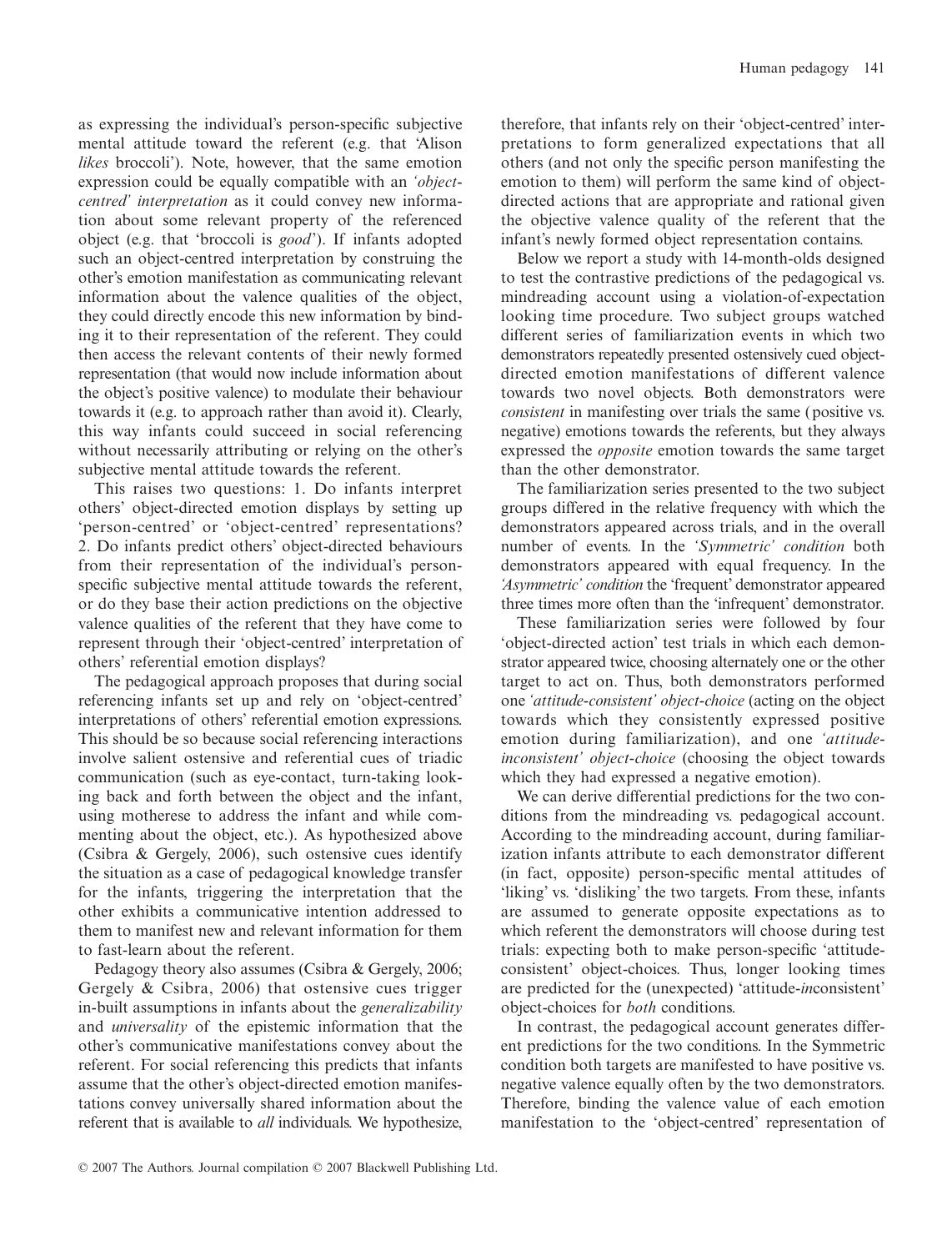as expressing the individual's person-specific subjective mental attitude toward the referent (e.g. that 'Alison *likes* broccoli'). Note, however, that the same emotion expression could be equally compatible with an *'object-centred' interpretation* as it could convey new information about some relevant property of the referenced object (e.g. that 'broccoli is *good*'). If infants adopted such an object-centred interpretation by construing the other's emotion manifestation as communicating relevant information about the valence qualities of the object, they could directly encode this new information by binding it to their representation of the referent. They could then access the relevant contents of their newly formed representation (that would now include information about the object's positive valence) to modulate their behaviour towards it (e.g. to approach rather than avoid it). Clearly, this way infants could succeed in social referencing without necessarily attributing or relying on the other's subjective mental attitude towards the referent.

This raises two questions: 1. Do infants interpret others' object-directed emotion displays by setting up 'person-centred' or 'object-centred' representations? 2. Do infants predict others' object-directed behaviours from their representation of the individual's person-specific subjective mental attitude towards the referent, or do they base their action predictions on the objective valence qualities of the referent that they have come to represent through their 'object-centred' interpretation of others' referential emotion displays?

The pedagogical approach proposes that during social referencing infants set up and rely on 'object-centred' interpretations of others' referential emotion expressions. This should be so because social referencing interactions involve salient ostensive and referential cues of triadic communication (such as eye-contact, turn-taking looking back and forth between the object and the infant, using motherese to address the infant and while commenting about the object, etc.). As hypothesized above (Csibra & Gergely, 2006), such ostensive cues identify the situation as a case of pedagogical knowledge transfer for the infants, triggering the interpretation that the other exhibits a communicative intention addressed to them to manifest new and relevant information for them to fast-learn about the referent.

Pedagogy theory also assumes (Csibra & Gergely, 2006; Gergely & Csibra, 2006) that ostensive cues trigger in-built assumptions in infants about the *generalizability* and *universality* of the epistemic information that the other's communicative manifestations convey about the referent. For social referencing this predicts that infants assume that the other's object-directed emotion manifestations convey universally shared information about the referent that is available to *all* individuals. We hypothesize, therefore, that infants rely on their 'object-centred' interpretations to form generalized expectations that all others (and not only the specific person manifesting the emotion to them) will perform the same kind of object-directed actions that are appropriate and rational given the objective valence quality of the referent that the infant's newly formed object representation contains.

Below we report a study with 14-month-olds designed to test the contrastive predictions of the pedagogical vs. mindreading account using a violation-of-expectation looking time procedure. Two subject groups watched different series of familiarization events in which two demonstrators repeatedly presented ostensively cued object-directed emotion manifestations of different valence towards two novel objects. Both demonstrators were *consistent* in manifesting over trials the same (positive vs. negative) emotions towards the referents, but they always expressed the *opposite* emotion towards the same target than the other demonstrator.

The familiarization series presented to the two subject groups differed in the relative frequency with which the demonstrators appeared across trials, and in the overall number of events. In the *'Symmetric' condition* both demonstrators appeared with equal frequency. In the *'Asymmetric' condition* the 'frequent' demonstrator appeared three times more often than the 'infrequent' demonstrator.

These familiarization series were followed by four 'object-directed action' test trials in which each demonstrator appeared twice, choosing alternately one or the other target to act on. Thus, both demonstrators performed one *'attitude-consistent' object-choice* (acting on the object towards which they consistently expressed positive emotion during familiarization), and one *'attitude-inconsistent' object-choice* (choosing the object towards which they had expressed a negative emotion).

We can derive differential predictions for the two conditions from the mindreading vs. pedagogical account. According to the mindreading account, during familiarization infants attribute to each demonstrator different (in fact, opposite) person-specific mental attitudes of 'liking' vs. 'disliking' the two targets. From these, infants are assumed to generate opposite expectations as to which referent the demonstrators will choose during test trials: expecting both to make person-specific 'attitude-consistent' object-choices. Thus, longer looking times are predicted for the (unexpected) 'attitude-*in*consistent' object-choices for *both* conditions.

In contrast, the pedagogical account generates different predictions for the two conditions. In the Symmetric condition both targets are manifested to have positive vs. negative valence equally often by the two demonstrators. Therefore, binding the valence value of each emotion manifestation to the 'object-centred' representation of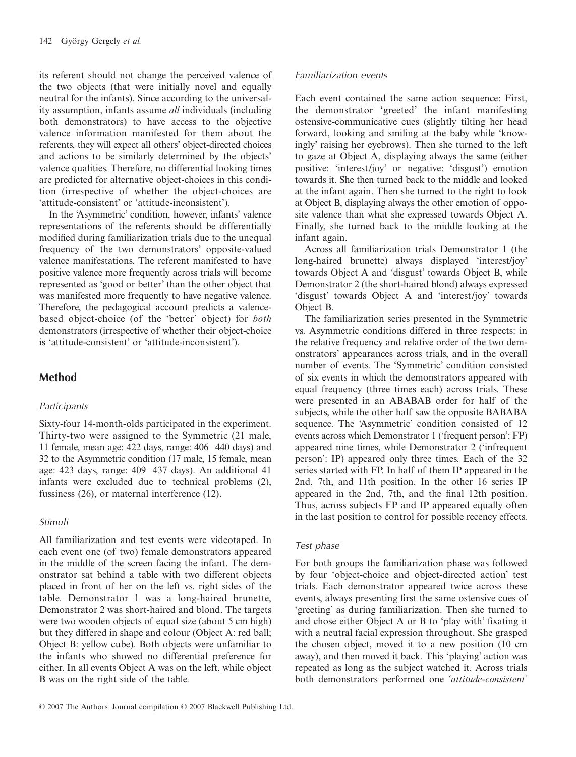its referent should not change the perceived valence of the two objects (that were initially novel and equally neutral for the infants). Since according to the universality assumption, infants assume *all* individuals (including both demonstrators) to have access to the objective valence information manifested for them about the referents, they will expect all others' object-directed choices and actions to be similarly determined by the objects' valence qualities. Therefore, no differential looking times are predicted for alternative object-choices in this condition (irrespective of whether the object-choices are 'attitude-consistent' or 'attitude-inconsistent').

In the 'Asymmetric' condition, however, infants' valence representations of the referents should be differentially modified during familiarization trials due to the unequal frequency of the two demonstrators' opposite-valued valence manifestations. The referent manifested to have positive valence more frequently across trials will become represented as 'good or better' than the other object that was manifested more frequently to have negative valence. Therefore, the pedagogical account predicts a valence-based object-choice (of the 'better' object) for *both* demonstrators (irrespective of whether their object-choice is 'attitude-consistent' or 'attitude-inconsistent').

## Method

### Participants

Sixty-four 14-month-olds participated in the experiment. Thirty-two were assigned to the Symmetric (21 male, 11 female, mean age: 422 days, range: 406–440 days) and 32 to the Asymmetric condition (17 male, 15 female, mean age: 423 days, range: 409–437 days). An additional 41 infants were excluded due to technical problems (2), fussiness (26), or maternal interference (12).

### Stimuli

All familiarization and test events were videotaped. In each event one (of two) female demonstrators appeared in the middle of the screen facing the infant. The demonstrator sat behind a table with two different objects placed in front of her on the left vs. right sides of the table. Demonstrator 1 was a long-haired brunette, Demonstrator 2 was short-haired and blond. The targets were two wooden objects of equal size (about 5 cm high) but they differed in shape and colour (Object A: red ball; Object B: yellow cube). Both objects were unfamiliar to the infants who showed no differential preference for either. In all events Object A was on the left, while object B was on the right side of the table.

### Familiarization events

Each event contained the same action sequence: First, the demonstrator 'greeted' the infant manifesting ostensive-communicative cues (slightly tilting her head forward, looking and smiling at the baby while 'knowingly' raising her eyebrows). Then she turned to the left to gaze at Object A, displaying always the same (either positive: 'interest/joy' or negative: 'disgust') emotion towards it. She then turned back to the middle and looked at the infant again. Then she turned to the right to look at Object B, displaying always the other emotion of opposite valence than what she expressed towards Object A. Finally, she turned back to the middle looking at the infant again.

Across all familiarization trials Demonstrator 1 (the long-haired brunette) always displayed 'interest/joy' towards Object A and 'disgust' towards Object B, while Demonstrator 2 (the short-haired blond) always expressed 'disgust' towards Object A and 'interest/joy' towards Object B.

The familiarization series presented in the Symmetric vs. Asymmetric conditions differed in three respects: in the relative frequency and relative order of the two demonstrators' appearances across trials, and in the overall number of events. The 'Symmetric' condition consisted of six events in which the demonstrators appeared with equal frequency (three times each) across trials. These were presented in an ABABAB order for half of the subjects, while the other half saw the opposite BABABA sequence. The 'Asymmetric' condition consisted of 12 events across which Demonstrator 1 ('frequent person': FP) appeared nine times, while Demonstrator 2 ('infrequent person': IP) appeared only three times. Each of the 32 series started with FP. In half of them IP appeared in the 2nd, 7th, and 11th position. In the other 16 series IP appeared in the 2nd, 7th, and the final 12th position. Thus, across subjects FP and IP appeared equally often in the last position to control for possible recency effects.

### Test phase

For both groups the familiarization phase was followed by four 'object-choice and object-directed action' test trials. Each demonstrator appeared twice across these events, always presenting first the same ostensive cues of 'greeting' as during familiarization. Then she turned to and chose either Object A or B to 'play with' fixating it with a neutral facial expression throughout. She grasped the chosen object, moved it to a new position (10 cm away), and then moved it back. This 'playing' action was repeated as long as the subject watched it. Across trials both demonstrators performed one *'attitude-consistent'*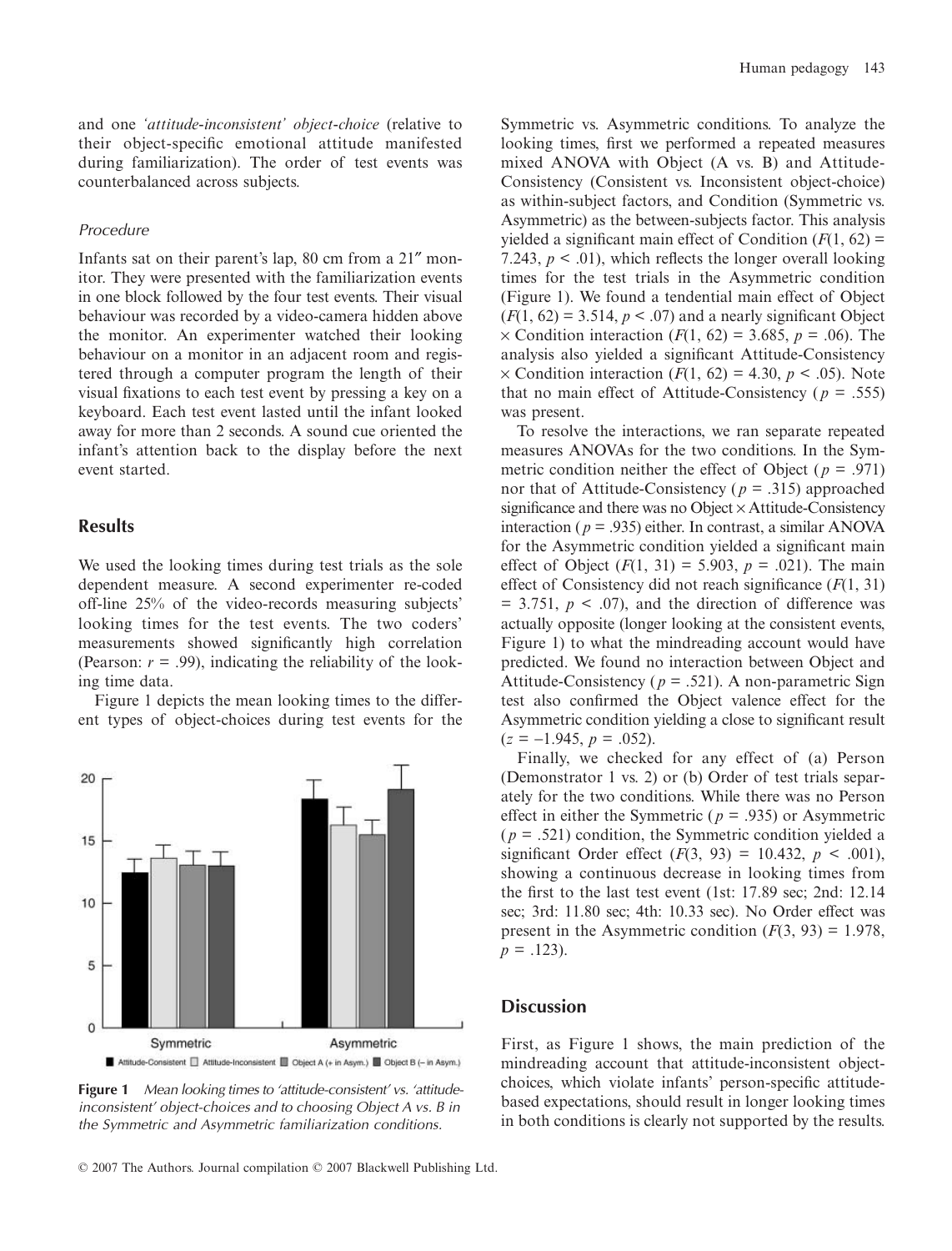and one *'attitude-inconsistent' object-choice* (relative to their object-specific emotional attitude manifested during familiarization). The order of test events was counterbalanced across subjects.

### Procedure

Infants sat on their parent's lap, 80 cm from a 21″ monitor. They were presented with the familiarization events in one block followed by the four test events. Their visual behaviour was recorded by a video-camera hidden above the monitor. An experimenter watched their looking behaviour on a monitor in an adjacent room and registered through a computer program the length of their visual fixations to each test event by pressing a key on a keyboard. Each test event lasted until the infant looked away for more than 2 seconds. A sound cue oriented the infant's attention back to the display before the next event started.

## Results

We used the looking times during test trials as the sole dependent measure. A second experimenter re-coded off-line 25% of the video-records measuring subjects' looking times for the test events. The two coders' measurements showed significantly high correlation (Pearson: $r = .99$), indicating the reliability of the looking time data.

Figure 1 depicts the mean looking times to the different types of object-choices during test events for the Symmetric vs. Asymmetric conditions. To analyze the looking times, first we performed a repeated measures mixed ANOVA with Object (A vs. B) and Attitude-Consistency (Consistent vs. Inconsistent object-choice) as within-subject factors, and Condition (Symmetric vs. Asymmetric) as the between-subjects factor. This analysis yielded a significant main effect of Condition ($F(1, 62) = 7.243$, $p < .01$), which reflects the longer overall looking times for the test trials in the Asymmetric condition (Figure 1). We found a tendential main effect of Object ($F(1, 62) = 3.514$, $p < .07$) and a nearly significant Object × Condition interaction ($F(1, 62) = 3.685$, $p = .06$). The analysis also yielded a significant Attitude-Consistency × Condition interaction ($F(1, 62) = 4.30$, $p < .05$). Note that no main effect of Attitude-Consistency ($p = .555$) was present.

To resolve the interactions, we ran separate repeated measures ANOVAs for the two conditions. In the Symmetric condition neither the effect of Object ($p = .971$) nor that of Attitude-Consistency ($p = .315$) approached significance and there was no Object × Attitude-Consistency interaction ($p = .935$) either. In contrast, a similar ANOVA for the Asymmetric condition yielded a significant main effect of Object ($F(1, 31) = 5.903$, $p = .021$). The main effect of Consistency did not reach significance ($F(1, 31) = 3.751$, $p < .07$), and the direction of difference was actually opposite (longer looking at the consistent events, Figure 1) to what the mindreading account would have predicted. We found no interaction between Object and Attitude-Consistency ($p = .521$). A non-parametric Sign test also confirmed the Object valence effect for the Asymmetric condition yielding a close to significant result ($z = -1.945$, $p = .052$).

Finally, we checked for any effect of (a) Person (Demonstrator 1 vs. 2) or (b) Order of test trials separately for the two conditions. While there was no Person effect in either the Symmetric ($p = .935$) or Asymmetric ($p = .521$) condition, the Symmetric condition yielded a significant Order effect ($F(3, 93) = 10.432$, $p < .001$), showing a continuous decrease in looking times from the first to the last test event (1st: 17.89 sec; 2nd: 12.14 sec; 3rd: 11.80 sec; 4th: 10.33 sec). No Order effect was present in the Asymmetric condition ($F(3, 93) = 1.978$, $p = .123$).

**Figure 1** *Mean looking times to 'attitude-consistent' vs. 'attitude-inconsistent' object-choices and to choosing Object A vs. B in the Symmetric and Asymmetric familiarization conditions.*

## Discussion

First, as Figure 1 shows, the main prediction of the mindreading account that attitude-inconsistent object-choices, which violate infants' person-specific attitude-based expectations, should result in longer looking times in both conditions is clearly not supported by the results.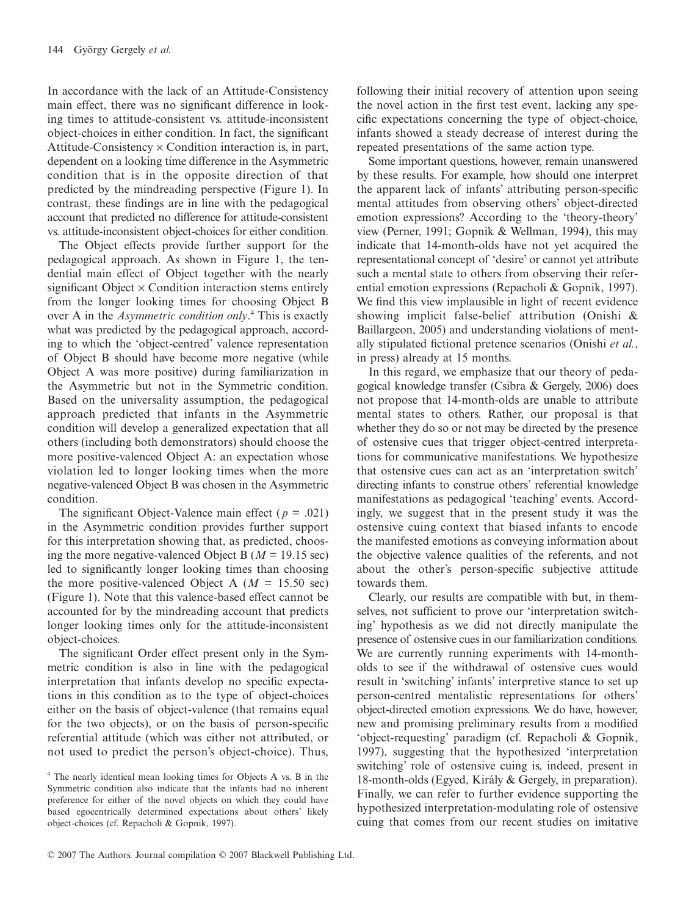In accordance with the lack of an Attitude-Consistency main effect, there was no significant difference in looking times to attitude-consistent vs. attitude-inconsistent object-choices in either condition. In fact, the significant Attitude-Consistency × Condition interaction is, in part, dependent on a looking time difference in the Asymmetric condition that is in the opposite direction of that predicted by the mindreading perspective (Figure 1). In contrast, these findings are in line with the pedagogical account that predicted no difference for attitude-consistent vs. attitude-inconsistent object-choices for either condition.

The Object effects provide further support for the pedagogical approach. As shown in Figure 1, the tendential main effect of Object together with the nearly significant Object × Condition interaction stems entirely from the longer looking times for choosing Object B over A in the *Asymmetric condition only*.[4] This is exactly what was predicted by the pedagogical approach, according to which the 'object-centred' valence representation of Object B should have become more negative (while Object A was more positive) during familiarization in the Asymmetric but not in the Symmetric condition. Based on the universality assumption, the pedagogical approach predicted that infants in the Asymmetric condition will develop a generalized expectation that all others (including both demonstrators) should choose the more positive-valenced Object A: an expectation whose violation led to longer looking times when the more negative-valenced Object B was chosen in the Asymmetric condition.

The significant Object-Valence main effect ($p = .021$) in the Asymmetric condition provides further support for this interpretation showing that, as predicted, choosing the more negative-valenced Object B ($M = 19.15$ sec) led to significantly longer looking times than choosing the more positive-valenced Object A ($M = 15.50$ sec) (Figure 1). Note that this valence-based effect cannot be accounted for by the mindreading account that predicts longer looking times only for the attitude-inconsistent object-choices.

The significant Order effect present only in the Symmetric condition is also in line with the pedagogical interpretation that infants develop no specific expectations in this condition as to the type of object-choices either on the basis of object-valence (that remains equal for the two objects), or on the basis of person-specific referential attitude (which was either not attributed, or not used to predict the person's object-choice). Thus, following their initial recovery of attention upon seeing the novel action in the first test event, lacking any specific expectations concerning the type of object-choice, infants showed a steady decrease of interest during the repeated presentations of the same action type.

Some important questions, however, remain unanswered by these results. For example, how should one interpret the apparent lack of infants' attributing person-specific mental attitudes from observing others' object-directed emotion expressions? According to the 'theory-theory' view (Perner, 1991; Gopnik & Wellman, 1994), this may indicate that 14-month-olds have not yet acquired the representational concept of 'desire' or cannot yet attribute such a mental state to others from observing their referential emotion expressions (Repacholi & Gopnik, 1997). We find this view implausible in light of recent evidence showing implicit false-belief attribution (Onishi & Baillargeon, 2005) and understanding violations of mentally stipulated fictional pretence scenarios (Onishi *et al.*, in press) already at 15 months.

In this regard, we emphasize that our theory of pedagogical knowledge transfer (Csibra & Gergely, 2006) does not propose that 14-month-olds are unable to attribute mental states to others. Rather, our proposal is that whether they do so or not may be directed by the presence of ostensive cues that trigger object-centred interpretations for communicative manifestations. We hypothesize that ostensive cues can act as an 'interpretation switch' directing infants to construe others' referential knowledge manifestations as pedagogical 'teaching' events. Accordingly, we suggest that in the present study it was the ostensive cuing context that biased infants to encode the manifested emotions as conveying information about the objective valence qualities of the referents, and not about the other's person-specific subjective attitude towards them.

Clearly, our results are compatible with but, in themselves, not sufficient to prove our 'interpretation switching' hypothesis as we did not directly manipulate the presence of ostensive cues in our familiarization conditions. We are currently running experiments with 14-month-olds to see if the withdrawal of ostensive cues would result in 'switching' infants' interpretive stance to set up person-centred mentalistic representations for others' object-directed emotion expressions. We do have, however, new and promising preliminary results from a modified 'object-requesting' paradigm (cf. Repacholi & Gopnik, 1997), suggesting that the hypothesized 'interpretation switching' role of ostensive cuing is, indeed, present in 18-month-olds (Egyed, Király & Gergely, in preparation). Finally, we can refer to further evidence supporting the hypothesized interpretation-modulating role of ostensive cuing that comes from our recent studies on imitative

[4] The nearly identical mean looking times for Objects A vs. B in the Symmetric condition also indicate that the infants had no inherent preference for either of the novel objects on which they could have based egocentrically determined expectations about others' likely object-choices (cf. Repacholi & Gopnik, 1997).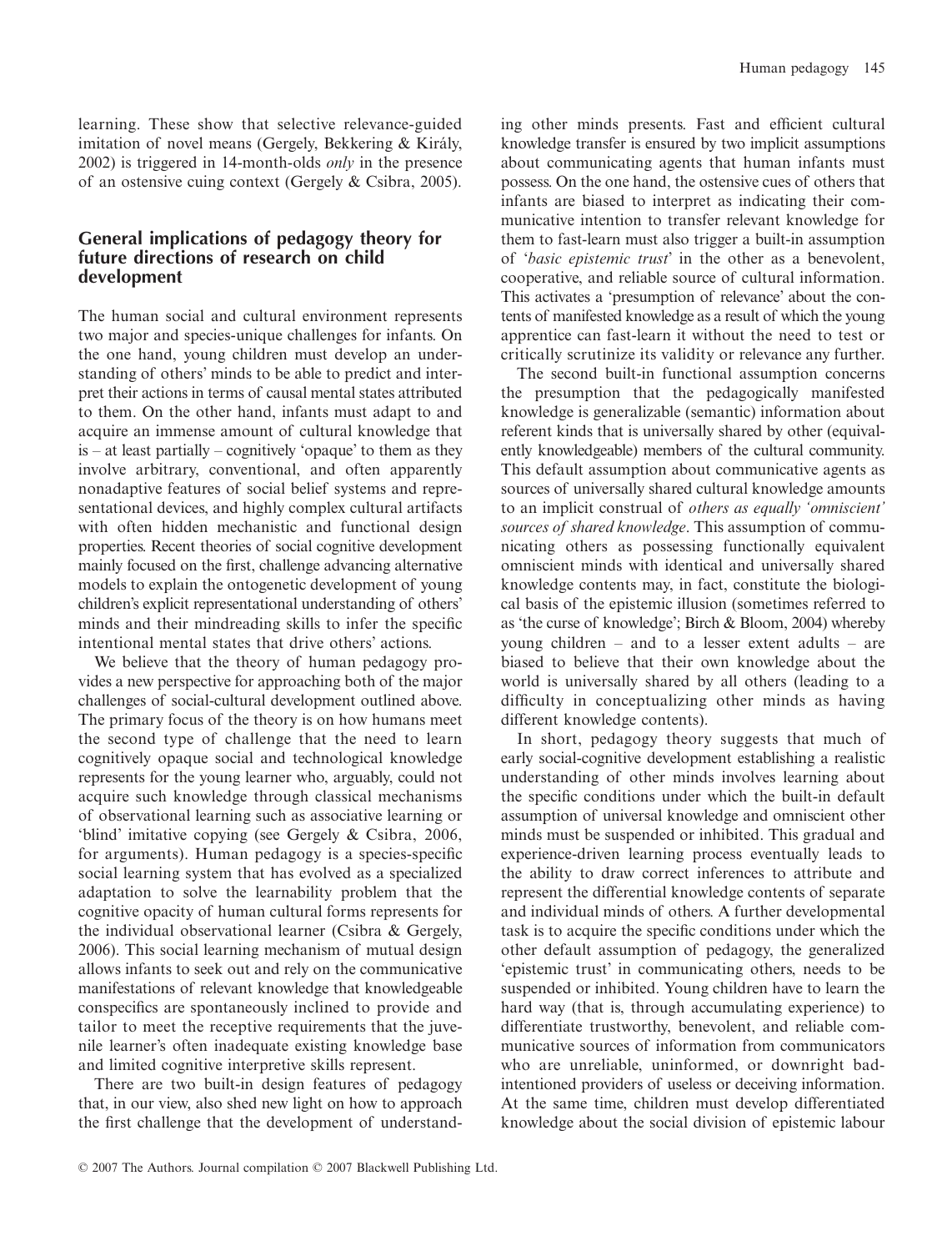learning. These show that selective relevance-guided imitation of novel means (Gergely, Bekkering & Király, 2002) is triggered in 14-month-olds *only* in the presence of an ostensive cuing context (Gergely & Csibra, 2005).

## General implications of pedagogy theory for future directions of research on child development

The human social and cultural environment represents two major and species-unique challenges for infants. On the one hand, young children must develop an understanding of others' minds to be able to predict and interpret their actions in terms of causal mental states attributed to them. On the other hand, infants must adapt to and acquire an immense amount of cultural knowledge that is – at least partially – cognitively 'opaque' to them as they involve arbitrary, conventional, and often apparently nonadaptive features of social belief systems and representational devices, and highly complex cultural artifacts with often hidden mechanistic and functional design properties. Recent theories of social cognitive development mainly focused on the first, challenge advancing alternative models to explain the ontogenetic development of young children's explicit representational understanding of others' minds and their mindreading skills to infer the specific intentional mental states that drive others' actions.

We believe that the theory of human pedagogy provides a new perspective for approaching both of the major challenges of social-cultural development outlined above. The primary focus of the theory is on how humans meet the second type of challenge that the need to learn cognitively opaque social and technological knowledge represents for the young learner who, arguably, could not acquire such knowledge through classical mechanisms of observational learning such as associative learning or 'blind' imitative copying (see Gergely & Csibra, 2006, for arguments). Human pedagogy is a species-specific social learning system that has evolved as a specialized adaptation to solve the learnability problem that the cognitive opacity of human cultural forms represents for the individual observational learner (Csibra & Gergely, 2006). This social learning mechanism of mutual design allows infants to seek out and rely on the communicative manifestations of relevant knowledge that knowledgeable conspecifics are spontaneously inclined to provide and tailor to meet the receptive requirements that the juvenile learner's often inadequate existing knowledge base and limited cognitive interpretive skills represent.

There are two built-in design features of pedagogy that, in our view, also shed new light on how to approach the first challenge that the development of understanding other minds presents. Fast and efficient cultural knowledge transfer is ensured by two implicit assumptions about communicating agents that human infants must possess. On the one hand, the ostensive cues of others that infants are biased to interpret as indicating their communicative intention to transfer relevant knowledge for them to fast-learn must also trigger a built-in assumption of '*basic epistemic trust*' in the other as a benevolent, cooperative, and reliable source of cultural information. This activates a 'presumption of relevance' about the contents of manifested knowledge as a result of which the young apprentice can fast-learn it without the need to test or critically scrutinize its validity or relevance any further.

The second built-in functional assumption concerns the presumption that the pedagogically manifested knowledge is generalizable (semantic) information about referent kinds that is universally shared by other (equivalently knowledgeable) members of the cultural community. This default assumption about communicative agents as sources of universally shared cultural knowledge amounts to an implicit construal of *others as equally 'omniscient' sources of shared knowledge*. This assumption of communicating others as possessing functionally equivalent omniscient minds with identical and universally shared knowledge contents may, in fact, constitute the biological basis of the epistemic illusion (sometimes referred to as 'the curse of knowledge'; Birch & Bloom, 2004) whereby young children – and to a lesser extent adults – are biased to believe that their own knowledge about the world is universally shared by all others (leading to a difficulty in conceptualizing other minds as having different knowledge contents).

In short, pedagogy theory suggests that much of early social-cognitive development establishing a realistic understanding of other minds involves learning about the specific conditions under which the built-in default assumption of universal knowledge and omniscient other minds must be suspended or inhibited. This gradual and experience-driven learning process eventually leads to the ability to draw correct inferences to attribute and represent the differential knowledge contents of separate and individual minds of others. A further developmental task is to acquire the specific conditions under which the other default assumption of pedagogy, the generalized 'epistemic trust' in communicating others, needs to be suspended or inhibited. Young children have to learn the hard way (that is, through accumulating experience) to differentiate trustworthy, benevolent, and reliable communicative sources of information from communicators who are unreliable, uninformed, or downright bad-intentioned providers of useless or deceiving information. At the same time, children must develop differentiated knowledge about the social division of epistemic labour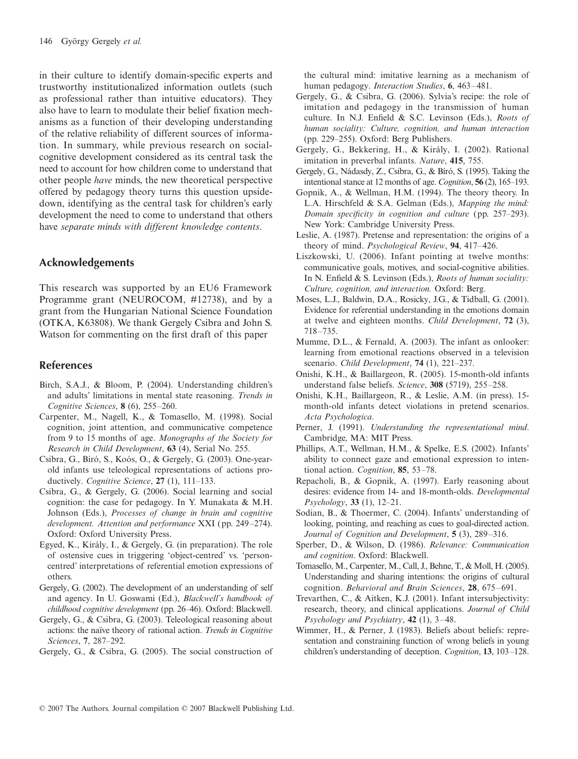in their culture to identify domain-specific experts and trustworthy institutionalized information outlets (such as professional rather than intuitive educators). They also have to learn to modulate their belief fixation mechanisms as a function of their developing understanding of the relative reliability of different sources of information. In summary, while previous research on social-cognitive development considered as its central task the need to account for how children come to understand that other people *have* minds, the new theoretical perspective offered by pedagogy theory turns this question upside-down, identifying as the central task for children's early development the need to come to understand that others have *separate minds with different knowledge contents*.

## Acknowledgements

This research was supported by an EU6 Framework Programme grant (NEUROCOM, #12738), and by a grant from the Hungarian National Science Foundation (OTKA, K63808). We thank Gergely Csibra and John S. Watson for commenting on the first draft of this paper

## References

Birch, S.A.J., & Bloom, P. (2004). Understanding children's and adults' limitations in mental state reasoning. *Trends in Cognitive Sciences*, **8** (6), 255–260.

Carpenter, M., Nagell, K., & Tomasello, M. (1998). Social cognition, joint attention, and communicative competence from 9 to 15 months of age. *Monographs of the Society for Research in Child Development*, **63** (4), Serial No. 255.

Csibra, G., Bíró, S., Koós, O., & Gergely, G. (2003). One-year-old infants use teleological representations of actions productively. *Cognitive Science*, **27** (1), 111–133.

Csibra, G., & Gergely, G. (2006). Social learning and social cognition: the case for pedagogy. In Y. Munakata & M.H. Johnson (Eds.), *Processes of change in brain and cognitive development. Attention and performance* XXI (pp. 249–274). Oxford: Oxford University Press.

Egyed, K., Király, I., & Gergely, G. (in preparation). The role of ostensive cues in triggering 'object-centred' vs. 'person-centred' interpretations of referential emotion expressions of others.

Gergely, G. (2002). The development of an understanding of self and agency. In U. Goswami (Ed.), *Blackwell's handbook of childhood cognitive development* (pp. 26–46). Oxford: Blackwell.

Gergely, G., & Csibra, G. (2003). Teleological reasoning about actions: the naïve theory of rational action. *Trends in Cognitive Sciences*, **7**, 287–292.

Gergely, G., & Csibra, G. (2005). The social construction of the cultural mind: imitative learning as a mechanism of human pedagogy. *Interaction Studies*, **6**, 463–481.

Gergely, G., & Csibra, G. (2006). Sylvia's recipe: the role of imitation and pedagogy in the transmission of human culture. In N.J. Enfield & S.C. Levinson (Eds.), *Roots of human sociality: Culture, cognition, and human interaction* (pp. 229–255). Oxford: Berg Publishers.

Gergely, G., Bekkering, H., & Király, I. (2002). Rational imitation in preverbal infants. *Nature*, **415**, 755.

Gergely, G., Nádasdy, Z., Csibra, G., & Bíró, S. (1995). Taking the intentional stance at 12 months of age. *Cognition*, **56** (2), 165–193.

Gopnik, A., & Wellman, H.M. (1994). The theory theory. In L.A. Hirschfeld & S.A. Gelman (Eds.), *Mapping the mind: Domain specificity in cognition and culture* (pp. 257–293). New York: Cambridge University Press.

Leslie, A. (1987). Pretense and representation: the origins of a theory of mind. *Psychological Review*, **94**, 417–426.

Liszkowski, U. (2006). Infant pointing at twelve months: communicative goals, motives, and social-cognitive abilities. In N. Enfield & S. Levinson (Eds.), *Roots of human sociality: Culture, cognition, and interaction.* Oxford: Berg.

Moses, L.J., Baldwin, D.A., Rosicky, J.G., & Tidball, G. (2001). Evidence for referential understanding in the emotions domain at twelve and eighteen months. *Child Development*, **72** (3), 718–735.

Mumme, D.L., & Fernald, A. (2003). The infant as onlooker: learning from emotional reactions observed in a television scenario. *Child Development*, **74** (1), 221–237.

Onishi, K.H., & Baillargeon, R. (2005). 15-month-old infants understand false beliefs. *Science*, **308** (5719), 255–258.

Onishi, K.H., Baillargeon, R., & Leslie, A.M. (in press). 15-month-old infants detect violations in pretend scenarios. *Acta Psychologica*.

Perner, J. (1991). *Understanding the representational mind*. Cambridge, MA: MIT Press.

Phillips, A.T., Wellman, H.M., & Spelke, E.S. (2002). Infants' ability to connect gaze and emotional expression to intentional action. *Cognition*, **85**, 53–78.

Repacholi, B., & Gopnik, A. (1997). Early reasoning about desires: evidence from 14- and 18-month-olds. *Developmental Psychology*, **33** (1), 12–21.

Sodian, B., & Thoermer, C. (2004). Infants' understanding of looking, pointing, and reaching as cues to goal-directed action. *Journal of Cognition and Development*, **5** (3), 289–316.

Sperber, D., & Wilson, D. (1986). *Relevance: Communication and cognition*. Oxford: Blackwell.

Tomasello, M., Carpenter, M., Call, J., Behne, T., & Moll, H. (2005). Understanding and sharing intentions: the origins of cultural cognition. *Behavioral and Brain Sciences*, **28**, 675–691.

Trevarthen, C., & Aitken, K.J. (2001). Infant intersubjectivity: research, theory, and clinical applications. *Journal of Child Psychology and Psychiatry*, **42** (1), 3–48.

Wimmer, H., & Perner, J. (1983). Beliefs about beliefs: representation and constraining function of wrong beliefs in young children's understanding of deception. *Cognition*, **13**, 103–128.